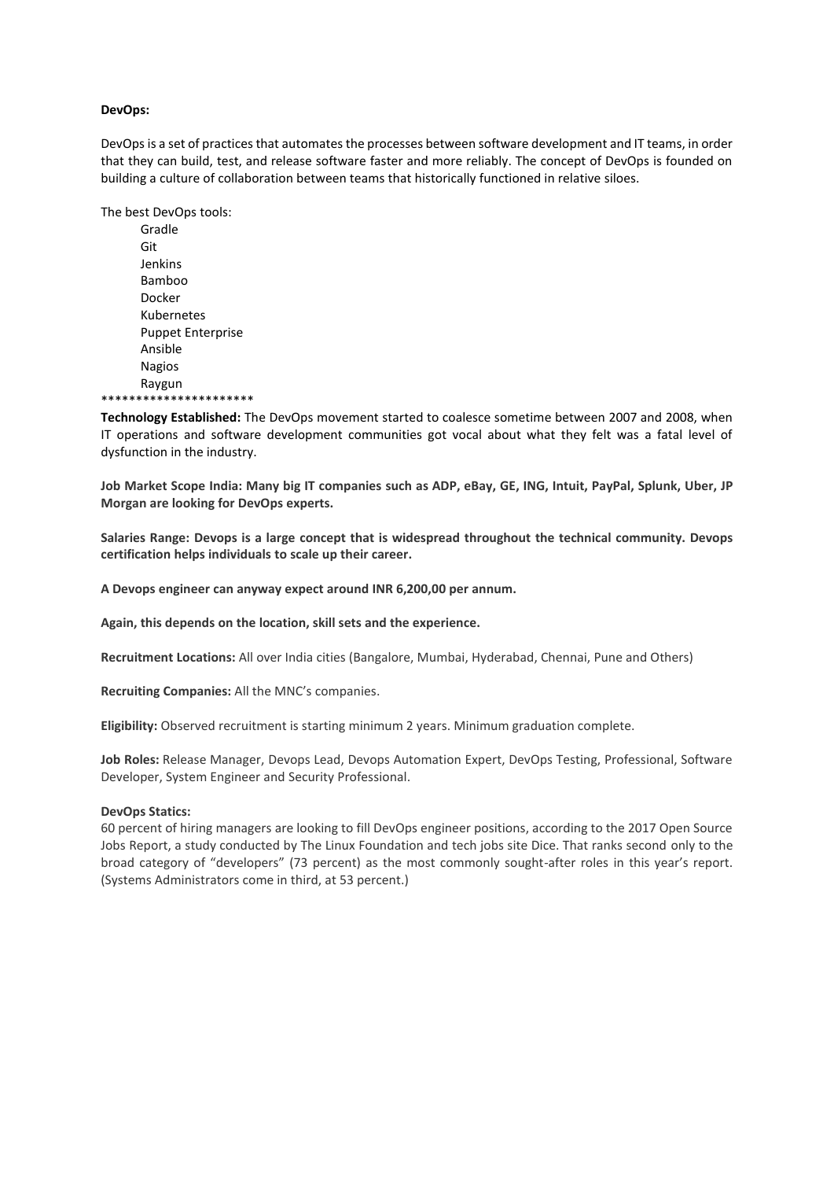**DevOps:**

DevOps is a set of practices that automates the processes between software development and IT teams, in order that they can build, test, and release software faster and more reliably. The concept of DevOps is founded on building a culture of collaboration between teams that historically functioned in relative siloes.

The best DevOps tools:

- Gradle
- Git
- Jenkins
- Bamboo
- Docker
- Kubernetes
- Puppet Enterprise
- Ansible
- Nagios
- Raygun

*********************

**Technology Established:** The DevOps movement started to coalesce sometime between 2007 and 2008, when IT operations and software development communities got vocal about what they felt was a fatal level of dysfunction in the industry.

**Job Market Scope India: Many big IT companies such as ADP, eBay, GE, ING, Intuit, PayPal, Splunk, Uber, JP Morgan are looking for DevOps experts.**

**Salaries Range: Devops is a large concept that is widespread throughout the technical community. Devops certification helps individuals to scale up their career.**

**A Devops engineer can anyway expect around INR 6,200,00 per annum.**

**Again, this depends on the location, skill sets and the experience.**

**Recruitment Locations:** All over India cities (Bangalore, Mumbai, Hyderabad, Chennai, Pune and Others)

**Recruiting Companies:** All the MNC's companies.

**Eligibility:** Observed recruitment is starting minimum 2 years. Minimum graduation complete.

**Job Roles:** Release Manager, Devops Lead, Devops Automation Expert, DevOps Testing, Professional, Software Developer, System Engineer and Security Professional.

**DevOps Statics:**

60 percent of hiring managers are looking to fill DevOps engineer positions, according to the 2017 Open Source Jobs Report, a study conducted by The Linux Foundation and tech jobs site Dice. That ranks second only to the broad category of "developers" (73 percent) as the most commonly sought-after roles in this year's report. (Systems Administrators come in third, at 53 percent.)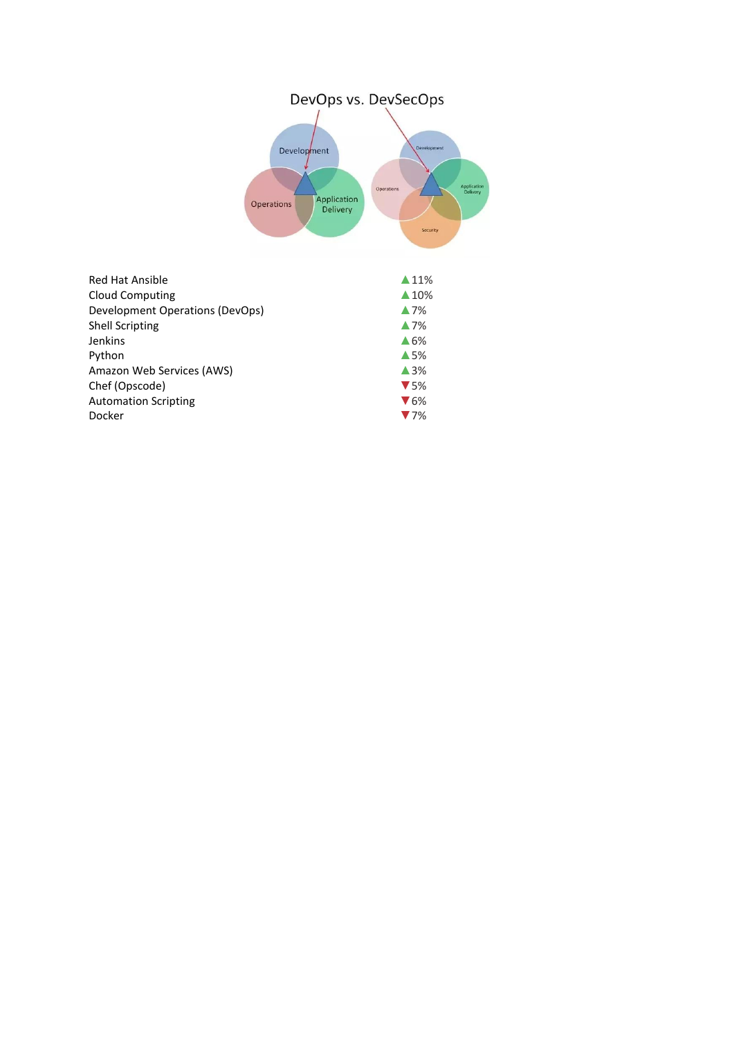DevOps vs. DevSecOps

Development

Operations

Application Delivery

Development

Operations

Application Delivery

Security

| | |
|---|---|
| Red Hat Ansible | ▲11% |
| Cloud Computing | ▲10% |
| Development Operations (DevOps) | ▲7% |
| Shell Scripting | ▲7% |
| Jenkins | ▲6% |
| Python | ▲5% |
| Amazon Web Services (AWS) | ▲3% |
| Chef (Opscode) | ▼5% |
| Automation Scripting | ▼6% |
| Docker | ▼7% |